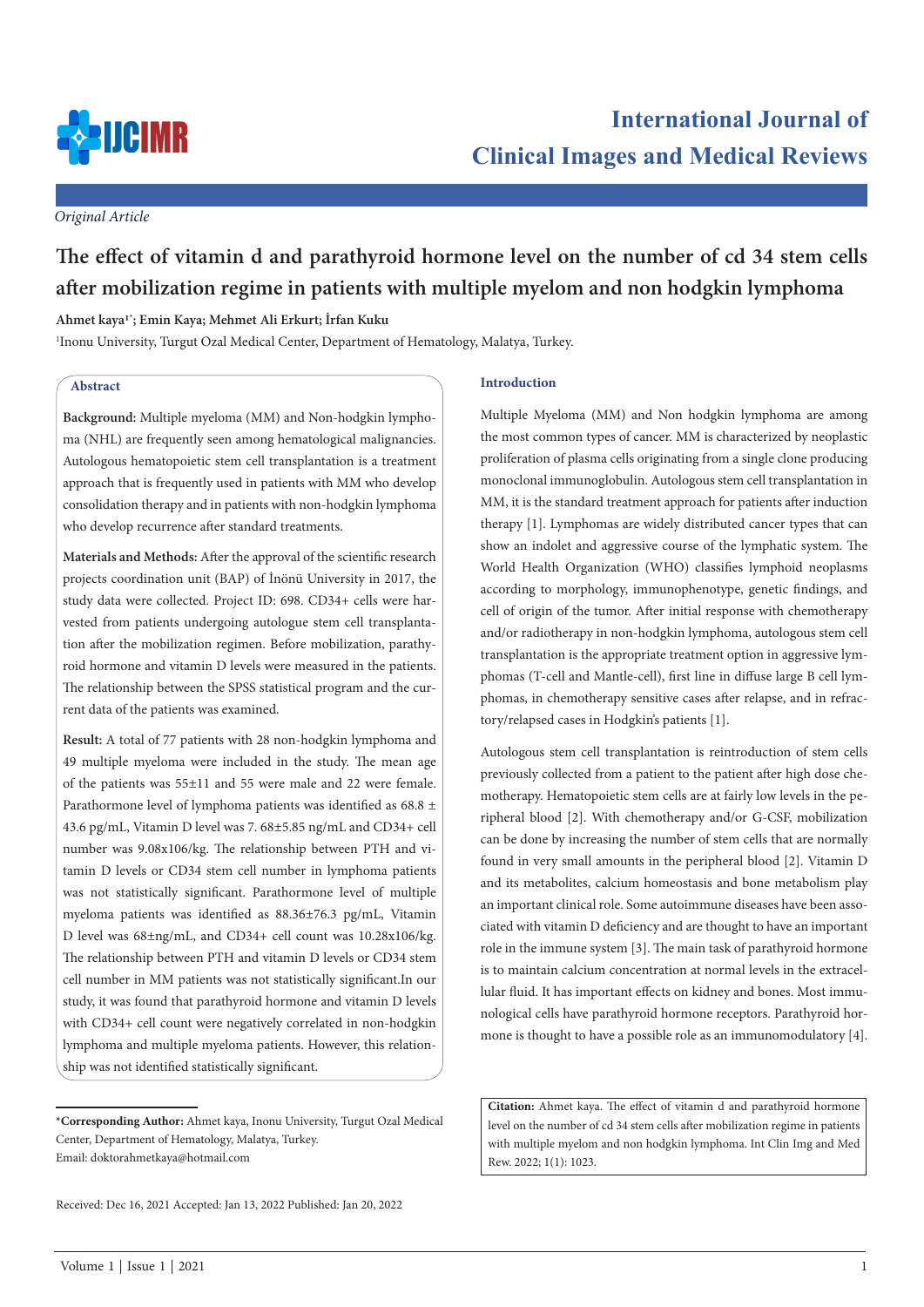*Original Article*

# The effect of vitamin d and parathyroid hormone level on the number of cd 34 stem cells after mobilization regime in patients with multiple myelom and non hodgkin lymphoma

**Ahmet kaya[1*]; Emin Kaya; Mehmet Ali Erkurt; İrfan Kuku**

[1]Inonu University, Turgut Ozal Medical Center, Department of Hematology, Malatya, Turkey.

## Abstract

**Background:** Multiple myeloma (MM) and Non-hodgkin lymphoma (NHL) are frequently seen among hematological malignancies. Autologous hematopoietic stem cell transplantation is a treatment approach that is frequently used in patients with MM who develop consolidation therapy and in patients with non-hodgkin lymphoma who develop recurrence after standard treatments.

**Materials and Methods:** After the approval of the scientific research projects coordination unit (BAP) of İnönü University in 2017, the study data were collected. Project ID: 698. CD34+ cells were harvested from patients undergoing autologue stem cell transplantation after the mobilization regimen. Before mobilization, parathyroid hormone and vitamin D levels were measured in the patients. The relationship between the SPSS statistical program and the current data of the patients was examined.

**Result:** A total of 77 patients with 28 non-hodgkin lymphoma and 49 multiple myeloma were included in the study. The mean age of the patients was 55±11 and 55 were male and 22 were female. Parathormone level of lymphoma patients was identified as 68.8 ± 43.6 pg/mL, Vitamin D level was 7. 68±5.85 ng/mL and CD34+ cell number was 9.08x106/kg. The relationship between PTH and vitamin D levels or CD34 stem cell number in lymphoma patients was not statistically significant. Parathormone level of multiple myeloma patients was identified as 88.36±76.3 pg/mL, Vitamin D level was 68±ng/mL, and CD34+ cell count was 10.28x106/kg. The relationship between PTH and vitamin D levels or CD34 stem cell number in MM patients was not statistically significant.In our study, it was found that parathyroid hormone and vitamin D levels with CD34+ cell count were negatively correlated in non-hodgkin lymphoma and multiple myeloma patients. However, this relationship was not identified statistically significant.

## Introduction

Multiple Myeloma (MM) and Non hodgkin lymphoma are among the most common types of cancer. MM is characterized by neoplastic proliferation of plasma cells originating from a single clone producing monoclonal immunoglobulin. Autologous stem cell transplantation in MM, it is the standard treatment approach for patients after induction therapy [1]. Lymphomas are widely distributed cancer types that can show an indolet and aggressive course of the lymphatic system. The World Health Organization (WHO) classifies lymphoid neoplasms according to morphology, immunophenotype, genetic findings, and cell of origin of the tumor. After initial response with chemotherapy and/or radiotherapy in non-hodgkin lymphoma, autologous stem cell transplantation is the appropriate treatment option in aggressive lymphomas (T-cell and Mantle-cell), first line in diffuse large B cell lymphomas, in chemotherapy sensitive cases after relapse, and in refractory/relapsed cases in Hodgkin's patients [1].

Autologous stem cell transplantation is reintroduction of stem cells previously collected from a patient to the patient after high dose chemotherapy. Hematopoietic stem cells are at fairly low levels in the peripheral blood [2]. With chemotherapy and/or G-CSF, mobilization can be done by increasing the number of stem cells that are normally found in very small amounts in the peripheral blood [2]. Vitamin D and its metabolites, calcium homeostasis and bone metabolism play an important clinical role. Some autoimmune diseases have been associated with vitamin D deficiency and are thought to have an important role in the immune system [3]. The main task of parathyroid hormone is to maintain calcium concentration at normal levels in the extracellular fluid. It has important effects on kidney and bones. Most immunological cells have parathyroid hormone receptors. Parathyroid hormone is thought to have a possible role as an immunomodulatory [4].

***Corresponding Author:** Ahmet kaya, Inonu University, Turgut Ozal Medical Center, Department of Hematology, Malatya, Turkey.
Email: doktorahmetkaya@hotmail.com

Received: Dec 16, 2021 Accepted: Jan 13, 2022 Published: Jan 20, 2022

**Citation:** Ahmet kaya. The effect of vitamin d and parathyroid hormone level on the number of cd 34 stem cells after mobilization regime in patients with multiple myelom and non hodgkin lymphoma. Int Clin Img and Med Rew. 2022; 1(1): 1023.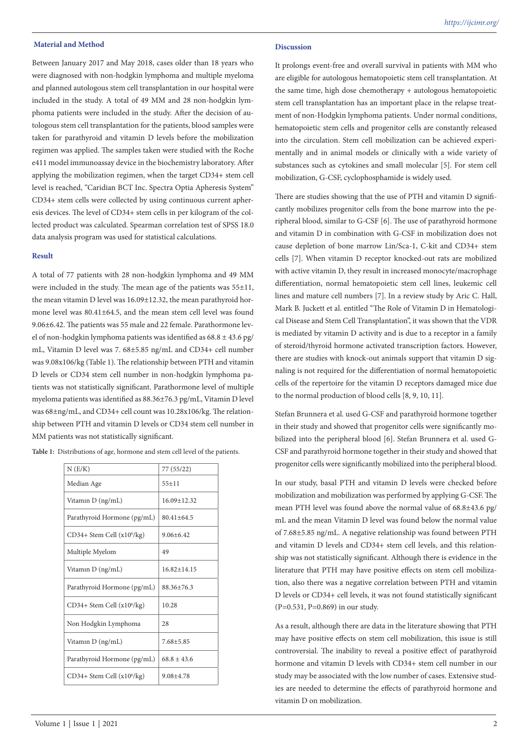## Material and Method

Between January 2017 and May 2018, cases older than 18 years who were diagnosed with non-hodgkin lymphoma and multiple myeloma and planned autologous stem cell transplantation in our hospital were included in the study. A total of 49 MM and 28 non-hodgkin lymphoma patients were included in the study. After the decision of autologous stem cell transplantation for the patients, blood samples were taken for parathyroid and vitamin D levels before the mobilization regimen was applied. The samples taken were studied with the Roche e411 model immunoassay device in the biochemistry laboratory. After applying the mobilization regimen, when the target CD34+ stem cell level is reached, "Caridian BCT Inc. Spectra Optia Apheresis System" CD34+ stem cells were collected by using continuous current apheresis devices. The level of CD34+ stem cells in per kilogram of the collected product was calculated. Spearman correlation test of SPSS 18.0 data analysis program was used for statistical calculations.

## Result

A total of 77 patients with 28 non-hodgkin lymphoma and 49 MM were included in the study. The mean age of the patients was 55±11, the mean vitamin D level was 16.09±12.32, the mean parathyroid hormone level was 80.41±64.5, and the mean stem cell level was found 9.06±6.42. The patients was 55 male and 22 female. Parathormone level of non-hodgkin lymphoma patients was identified as 68.8 ± 43.6 pg/mL, Vitamin D level was 7. 68±5.85 ng/mL and CD34+ cell number was 9.08x106/kg (Table 1). The relationship between PTH and vitamin D levels or CD34 stem cell number in non-hodgkin lymphoma patients was not statistically significant. Parathormone level of multiple myeloma patients was identified as 88.36±76.3 pg/mL, Vitamin D level was 68±ng/mL, and CD34+ cell count was 10.28x106/kg. The relationship between PTH and vitamin D levels or CD34 stem cell number in MM patients was not statistically significant.

**Table 1:** Distributions of age, hormone and stem cell level of the patients.

| | |
|---|---|
| N (E/K) | 77 (55/22) |
| Median Age | 55±11 |
| Vıtamın D (ng/mL) | 16.09±12.32 |
| Parathyroid Hormone (pg/mL) | 80.41±64.5 |
| CD34+ Stem Cell (x$10^6$/kg) | 9.06±6.42 |
| Multiple Myelom | 49 |
| Vıtamın D (ng/mL) | 16.82±14.15 |
| Parathyroid Hormone (pg/mL) | 88.36±76.3 |
| CD34+ Stem Cell (x$10^6$/kg) | 10.28 |
| Non Hodgkin Lymphoma | 28 |
| Vıtamın D (ng/mL) | 7.68±5.85 |
| Parathyroid Hormone (pg/mL) | 68.8 ± 43.6 |
| CD34+ Stem Cell (x$10^6$/kg) | 9.08±4.78 |

## Discussion

It prolongs event-free and overall survival in patients with MM who are eligible for autologous hematopoietic stem cell transplantation. At the same time, high dose chemotherapy + autologous hematopoietic stem cell transplantation has an important place in the relapse treatment of non-Hodgkin lymphoma patients. Under normal conditions, hematopoietic stem cells and progenitor cells are constantly released into the circulation. Stem cell mobilization can be achieved experimentally and in animal models or clinically with a wide variety of substances such as cytokines and small molecular [5]. For stem cell mobilization, G-CSF, cyclophosphamide is widely used.

There are studies showing that the use of PTH and vitamin D significantly mobilizes progenitor cells from the bone marrow into the peripheral blood, similar to G-CSF [6]. The use of parathyroid hormone and vitamin D in combination with G-CSF in mobilization does not cause depletion of bone marrow Lin/Sca-1, C-kit and CD34+ stem cells [7]. When vitamin D receptor knocked-out rats are mobilized with active vitamin D, they result in increased monocyte/macrophage differentiation, normal hematopoietic stem cell lines, leukemic cell lines and mature cell numbers [7]. In a review study by Aric C. Hall, Mark B. Juckett et al. entitled "The Role of Vitamin D in Hematological Disease and Stem Cell Transplantation", it was shown that the VDR is mediated by vitamin D activity and is due to a receptor in a family of steroid/thyroid hormone activated transcription factors. However, there are studies with knock-out animals support that vitamin D signaling is not required for the differentiation of normal hematopoietic cells of the repertoire for the vitamin D receptors damaged mice due to the normal production of blood cells [8, 9, 10, 11].

Stefan Brunnera et al. used G-CSF and parathyroid hormone together in their study and showed that progenitor cells were significantly mobilized into the peripheral blood [6]. Stefan Brunnera et al. used G-CSF and parathyroid hormone together in their study and showed that progenitor cells were significantly mobilized into the peripheral blood.

In our study, basal PTH and vitamin D levels were checked before mobilization and mobilization was performed by applying G-CSF. The mean PTH level was found above the normal value of 68.8±43.6 pg/mL and the mean Vitamin D level was found below the normal value of 7.68±5.85 ng/mL. A negative relationship was found between PTH and vitamin D levels and CD34+ stem cell levels, and this relationship was not statistically significant. Although there is evidence in the literature that PTH may have positive effects on stem cell mobilization, also there was a negative correlation between PTH and vitamin D levels or CD34+ cell levels, it was not found statistically significant (P=0.531, P=0.869) in our study.

As a result, although there are data in the literature showing that PTH may have positive effects on stem cell mobilization, this issue is still controversial. The inability to reveal a positive effect of parathyroid hormone and vitamin D levels with CD34+ stem cell number in our study may be associated with the low number of cases. Extensive studies are needed to determine the effects of parathyroid hormone and vitamin D on mobilization.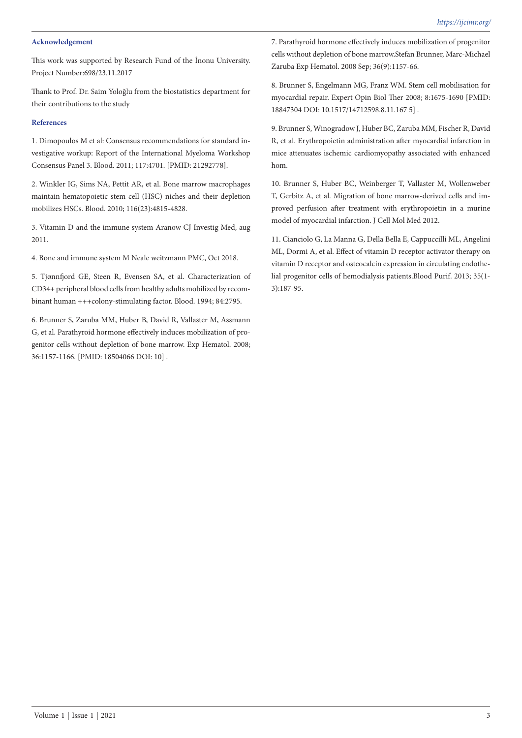### Acknowledgement

This work was supported by Research Fund of the İnonu University. Project Number:698/23.11.2017

Thank to Prof. Dr. Saim Yoloğlu from the biostatistics department for their contributions to the study

### References

1. Dimopoulos M et al: Consensus recommendations for standard investigative workup: Report of the International Myeloma Workshop Consensus Panel 3. Blood. 2011; 117:4701. [PMID: 21292778].

2. Winkler IG, Sims NA, Pettit AR, et al. Bone marrow macrophages maintain hematopoietic stem cell (HSC) niches and their depletion mobilizes HSCs. Blood. 2010; 116(23):4815-4828.

3. Vitamin D and the immune system Aranow CJ Investig Med, aug 2011.

4. Bone and immune system M Neale weitzmann PMC, Oct 2018.

5. Tjønnfjord GE, Steen R, Evensen SA, et al. Characterization of CD34+ peripheral blood cells from healthy adults mobilized by recombinant human +++colony-stimulating factor. Blood. 1994; 84:2795.

6. Brunner S, Zaruba MM, Huber B, David R, Vallaster M, Assmann G, et al. Parathyroid hormone effectively induces mobilization of progenitor cells without depletion of bone marrow. Exp Hematol. 2008; 36:1157-1166. [PMID: 18504066 DOI: 10] .

7. Parathyroid hormone effectively induces mobilization of progenitor cells without depletion of bone marrow.Stefan Brunner, Marc-Michael Zaruba Exp Hematol. 2008 Sep; 36(9):1157-66.

8. Brunner S, Engelmann MG, Franz WM. Stem cell mobilisation for myocardial repair. Expert Opin Biol Ther 2008; 8:1675-1690 [PMID: 18847304 DOI: 10.1517/14712598.8.11.167 5] .

9. Brunner S, Winogradow J, Huber BC, Zaruba MM, Fischer R, David R, et al. Erythropoietin administration after myocardial infarction in mice attenuates ischemic cardiomyopathy associated with enhanced hom.

10. Brunner S, Huber BC, Weinberger T, Vallaster M, Wollenweber T, Gerbitz A, et al. Migration of bone marrow-derived cells and improved perfusion after treatment with erythropoietin in a murine model of myocardial infarction. J Cell Mol Med 2012.

11. Cianciolo G, La Manna G, Della Bella E, Cappuccilli ML, Angelini ML, Dormi A, et al. Effect of vitamin D receptor activator therapy on vitamin D receptor and osteocalcin expression in circulating endothelial progenitor cells of hemodialysis patients.Blood Purif. 2013; 35(1-3):187-95.